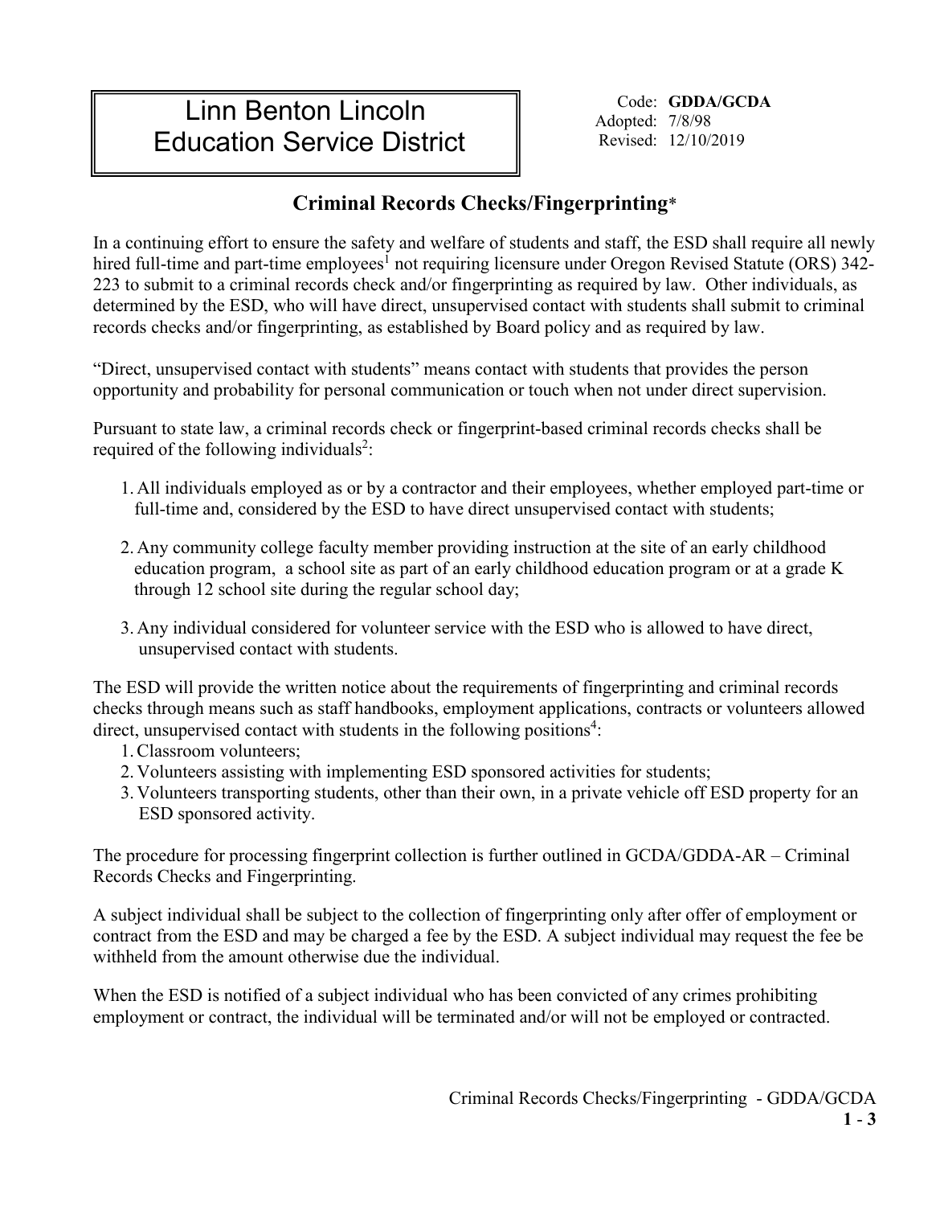# Linn Benton Lincoln Education Service District

Code: **GDDA/GCDA**
Adopted: 7/8/98
Revised: 12/10/2019

## Criminal Records Checks/Fingerprinting*

In a continuing effort to ensure the safety and welfare of students and staff, the ESD shall require all newly hired full-time and part-time employees[1] not requiring licensure under Oregon Revised Statute (ORS) 342-223 to submit to a criminal records check and/or fingerprinting as required by law. Other individuals, as determined by the ESD, who will have direct, unsupervised contact with students shall submit to criminal records checks and/or fingerprinting, as established by Board policy and as required by law.

"Direct, unsupervised contact with students" means contact with students that provides the person opportunity and probability for personal communication or touch when not under direct supervision.

Pursuant to state law, a criminal records check or fingerprint-based criminal records checks shall be required of the following individuals[2]:

1. All individuals employed as or by a contractor and their employees, whether employed part-time or full-time and, considered by the ESD to have direct unsupervised contact with students;
2. Any community college faculty member providing instruction at the site of an early childhood education program, a school site as part of an early childhood education program or at a grade K through 12 school site during the regular school day;
3. Any individual considered for volunteer service with the ESD who is allowed to have direct, unsupervised contact with students.

The ESD will provide the written notice about the requirements of fingerprinting and criminal records checks through means such as staff handbooks, employment applications, contracts or volunteers allowed direct, unsupervised contact with students in the following positions[4]:

1. Classroom volunteers;
2. Volunteers assisting with implementing ESD sponsored activities for students;
3. Volunteers transporting students, other than their own, in a private vehicle off ESD property for an ESD sponsored activity.

The procedure for processing fingerprint collection is further outlined in GCDA/GDDA-AR – Criminal Records Checks and Fingerprinting.

A subject individual shall be subject to the collection of fingerprinting only after offer of employment or contract from the ESD and may be charged a fee by the ESD. A subject individual may request the fee be withheld from the amount otherwise due the individual.

When the ESD is notified of a subject individual who has been convicted of any crimes prohibiting employment or contract, the individual will be terminated and/or will not be employed or contracted.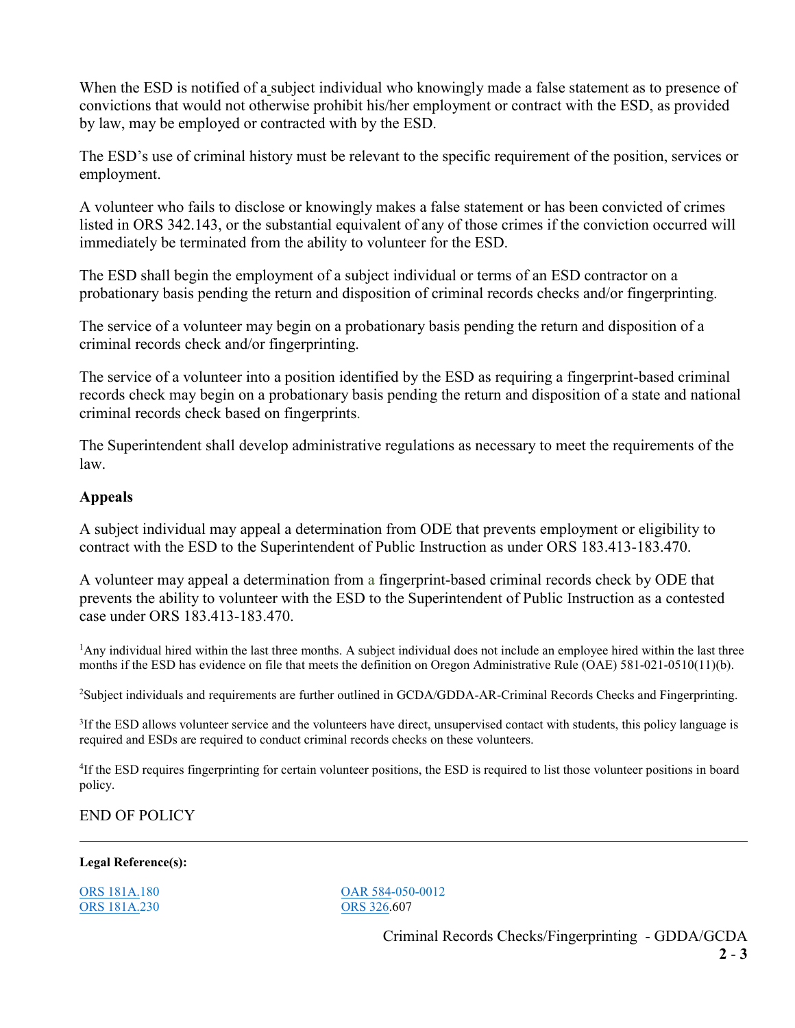When the ESD is notified of a subject individual who knowingly made a false statement as to presence of convictions that would not otherwise prohibit his/her employment or contract with the ESD, as provided by law, may be employed or contracted with by the ESD.

The ESD's use of criminal history must be relevant to the specific requirement of the position, services or employment.

A volunteer who fails to disclose or knowingly makes a false statement or has been convicted of crimes listed in ORS 342.143, or the substantial equivalent of any of those crimes if the conviction occurred will immediately be terminated from the ability to volunteer for the ESD.

The ESD shall begin the employment of a subject individual or terms of an ESD contractor on a probationary basis pending the return and disposition of criminal records checks and/or fingerprinting.

The service of a volunteer may begin on a probationary basis pending the return and disposition of a criminal records check and/or fingerprinting.

The service of a volunteer into a position identified by the ESD as requiring a fingerprint-based criminal records check may begin on a probationary basis pending the return and disposition of a state and national criminal records check based on fingerprints.

The Superintendent shall develop administrative regulations as necessary to meet the requirements of the law.

**Appeals**

A subject individual may appeal a determination from ODE that prevents employment or eligibility to contract with the ESD to the Superintendent of Public Instruction as under ORS 183.413-183.470.

A volunteer may appeal a determination from a fingerprint-based criminal records check by ODE that prevents the ability to volunteer with the ESD to the Superintendent of Public Instruction as a contested case under ORS 183.413-183.470.

[1]Any individual hired within the last three months. A subject individual does not include an employee hired within the last three months if the ESD has evidence on file that meets the definition on Oregon Administrative Rule (OAE) 581-021-0510(11)(b).

[2]Subject individuals and requirements are further outlined in GCDA/GDDA-AR-Criminal Records Checks and Fingerprinting.

[3]If the ESD allows volunteer service and the volunteers have direct, unsupervised contact with students, this policy language is required and ESDs are required to conduct criminal records checks on these volunteers.

[4]If the ESD requires fingerprinting for certain volunteer positions, the ESD is required to list those volunteer positions in board policy.

END OF POLICY

---

**Legal Reference(s):**

ORS 181A.180
ORS 181A.230
OAR 584-050-0012
ORS 326.607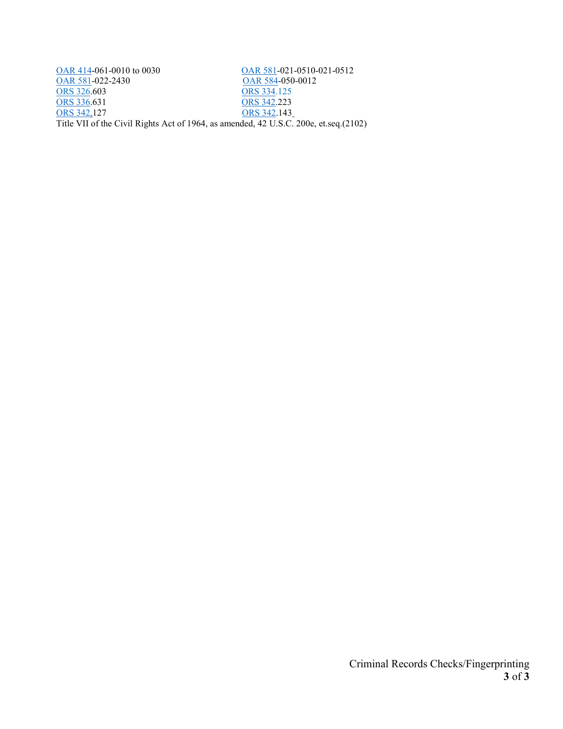OAR 414-061-0010 to 0030
OAR 581-021-0510-021-0512
OAR 581-022-2430
OAR 584-050-0012
ORS 326.603
ORS 334.125
ORS 336.631
ORS 342.223
ORS 342.127
ORS 342.143
Title VII of the Civil Rights Act of 1964, as amended, 42 U.S.C. 200e, et.seq.(2102)